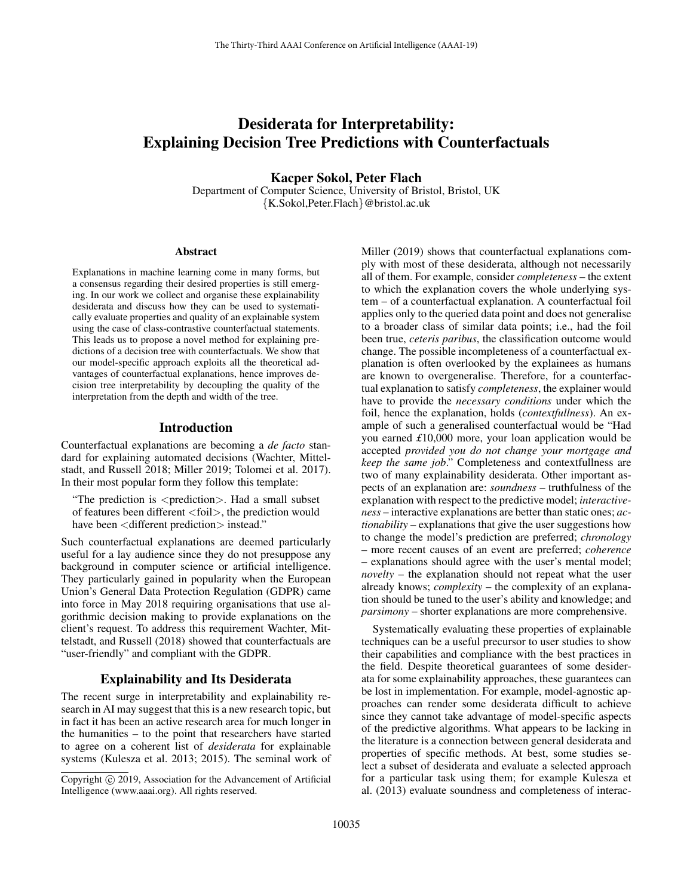# Desiderata for Interpretability: Explaining Decision Tree Predictions with Counterfactuals

**Kacper Sokol, Peter Flach**

Department of Computer Science, University of Bristol, Bristol, UK
{K.Sokol,Peter.Flach}@bristol.ac.uk

## Abstract

Explanations in machine learning come in many forms, but a consensus regarding their desired properties is still emerging. In our work we collect and organise these explainability desiderata and discuss how they can be used to systematically evaluate properties and quality of an explainable system using the case of class-contrastive counterfactual statements. This leads us to propose a novel method for explaining predictions of a decision tree with counterfactuals. We show that our model-specific approach exploits all the theoretical advantages of counterfactual explanations, hence improves decision tree interpretability by decoupling the quality of the interpretation from the depth and width of the tree.

## Introduction

Counterfactual explanations are becoming a *de facto* standard for explaining automated decisions (Wachter, Mittelstadt, and Russell 2018; Miller 2019; Tolomei et al. 2017). In their most popular form they follow this template:

> "The prediction is <prediction>. Had a small subset of features been different <foil>, the prediction would have been <different prediction> instead."

Such counterfactual explanations are deemed particularly useful for a lay audience since they do not presuppose any background in computer science or artificial intelligence. They particularly gained in popularity when the European Union's General Data Protection Regulation (GDPR) came into force in May 2018 requiring organisations that use algorithmic decision making to provide explanations on the client's request. To address this requirement Wachter, Mittelstadt, and Russell (2018) showed that counterfactuals are "user-friendly" and compliant with the GDPR.

## Explainability and Its Desiderata

The recent surge in interpretability and explainability research in AI may suggest that this is a new research topic, but in fact it has been an active research area for much longer in the humanities – to the point that researchers have started to agree on a coherent list of *desiderata* for explainable systems (Kulesza et al. 2013; 2015). The seminal work of Miller (2019) shows that counterfactual explanations comply with most of these desiderata, although not necessarily all of them. For example, consider *completeness* – the extent to which the explanation covers the whole underlying system – of a counterfactual explanation. A counterfactual foil applies only to the queried data point and does not generalise to a broader class of similar data points; i.e., had the foil been true, *ceteris paribus*, the classification outcome would change. The possible incompleteness of a counterfactual explanation is often overlooked by the explainees as humans are known to overgeneralise. Therefore, for a counterfactual explanation to satisfy *completeness*, the explainer would have to provide the *necessary conditions* under which the foil, hence the explanation, holds (*contextfullness*). An example of such a generalised counterfactual would be "Had you earned £10,000 more, your loan application would be accepted *provided you do not change your mortgage and keep the same job*." Completeness and contextfullness are two of many explainability desiderata. Other important aspects of an explanation are: *soundness* – truthfulness of the explanation with respect to the predictive model; *interactiveness* – interactive explanations are better than static ones; *actionability* – explanations that give the user suggestions how to change the model's prediction are preferred; *chronology* – more recent causes of an event are preferred; *coherence* – explanations should agree with the user's mental model; *novelty* – the explanation should not repeat what the user already knows; *complexity* – the complexity of an explanation should be tuned to the user's ability and knowledge; and *parsimony* – shorter explanations are more comprehensive.

Systematically evaluating these properties of explainable techniques can be a useful precursor to user studies to show their capabilities and compliance with the best practices in the field. Despite theoretical guarantees of some desiderata for some explainability approaches, these guarantees can be lost in implementation. For example, model-agnostic approaches can render some desiderata difficult to achieve since they cannot take advantage of model-specific aspects of the predictive algorithms. What appears to be lacking in the literature is a connection between general desiderata and properties of specific methods. At best, some studies select a subset of desiderata and evaluate a selected approach for a particular task using them; for example Kulesza et al. (2013) evaluate soundness and completeness of interac-

Copyright © 2019, Association for the Advancement of Artificial Intelligence (www.aaai.org). All rights reserved.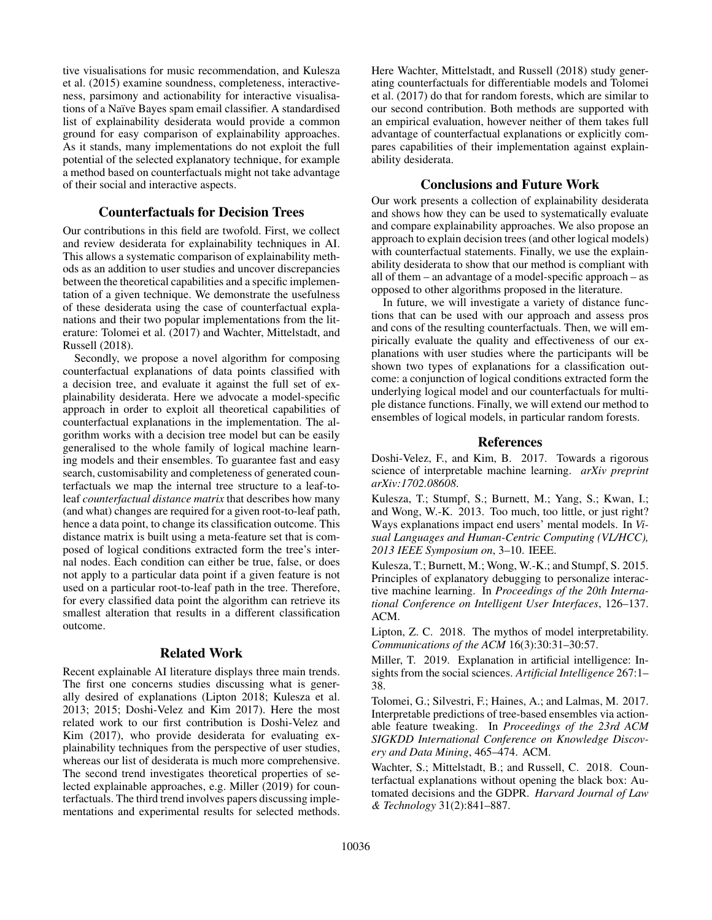tive visualisations for music recommendation, and Kulesza et al. (2015) examine soundness, completeness, interactiveness, parsimony and actionability for interactive visualisations of a Naïve Bayes spam email classifier. A standardised list of explainability desiderata would provide a common ground for easy comparison of explainability approaches. As it stands, many implementations do not exploit the full potential of the selected explanatory technique, for example a method based on counterfactuals might not take advantage of their social and interactive aspects.

## Counterfactuals for Decision Trees

Our contributions in this field are twofold. First, we collect and review desiderata for explainability techniques in AI. This allows a systematic comparison of explainability methods as an addition to user studies and uncover discrepancies between the theoretical capabilities and a specific implementation of a given technique. We demonstrate the usefulness of these desiderata using the case of counterfactual explanations and their two popular implementations from the literature: Tolomei et al. (2017) and Wachter, Mittelstadt, and Russell (2018).

Secondly, we propose a novel algorithm for composing counterfactual explanations of data points classified with a decision tree, and evaluate it against the full set of explainability desiderata. Here we advocate a model-specific approach in order to exploit all theoretical capabilities of counterfactual explanations in the implementation. The algorithm works with a decision tree model but can be easily generalised to the whole family of logical machine learning models and their ensembles. To guarantee fast and easy search, customisability and completeness of generated counterfactuals we map the internal tree structure to a leaf-to-leaf *counterfactual distance matrix* that describes how many (and what) changes are required for a given root-to-leaf path, hence a data point, to change its classification outcome. This distance matrix is built using a meta-feature set that is composed of logical conditions extracted form the tree's internal nodes. Each condition can either be true, false, or does not apply to a particular data point if a given feature is not used on a particular root-to-leaf path in the tree. Therefore, for every classified data point the algorithm can retrieve its smallest alteration that results in a different classification outcome.

## Related Work

Recent explainable AI literature displays three main trends. The first one concerns studies discussing what is generally desired of explanations (Lipton 2018; Kulesza et al. 2013; 2015; Doshi-Velez and Kim 2017). Here the most related work to our first contribution is Doshi-Velez and Kim (2017), who provide desiderata for evaluating explainability techniques from the perspective of user studies, whereas our list of desiderata is much more comprehensive. The second trend investigates theoretical properties of selected explainable approaches, e.g. Miller (2019) for counterfactuals. The third trend involves papers discussing implementations and experimental results for selected methods. Here Wachter, Mittelstadt, and Russell (2018) study generating counterfactuals for differentiable models and Tolomei et al. (2017) do that for random forests, which are similar to our second contribution. Both methods are supported with an empirical evaluation, however neither of them takes full advantage of counterfactual explanations or explicitly compares capabilities of their implementation against explainability desiderata.

## Conclusions and Future Work

Our work presents a collection of explainability desiderata and shows how they can be used to systematically evaluate and compare explainability approaches. We also propose an approach to explain decision trees (and other logical models) with counterfactual statements. Finally, we use the explainability desiderata to show that our method is compliant with all of them – an advantage of a model-specific approach – as opposed to other algorithms proposed in the literature.

In future, we will investigate a variety of distance functions that can be used with our approach and assess pros and cons of the resulting counterfactuals. Then, we will empirically evaluate the quality and effectiveness of our explanations with user studies where the participants will be shown two types of explanations for a classification outcome: a conjunction of logical conditions extracted form the underlying logical model and our counterfactuals for multiple distance functions. Finally, we will extend our method to ensembles of logical models, in particular random forests.

## References

Doshi-Velez, F., and Kim, B. 2017. Towards a rigorous science of interpretable machine learning. *arXiv preprint arXiv:1702.08608*.

Kulesza, T.; Stumpf, S.; Burnett, M.; Yang, S.; Kwan, I.; and Wong, W.-K. 2013. Too much, too little, or just right? Ways explanations impact end users' mental models. In *Visual Languages and Human-Centric Computing (VL/HCC), 2013 IEEE Symposium on*, 3–10. IEEE.

Kulesza, T.; Burnett, M.; Wong, W.-K.; and Stumpf, S. 2015. Principles of explanatory debugging to personalize interactive machine learning. In *Proceedings of the 20th International Conference on Intelligent User Interfaces*, 126–137. ACM.

Lipton, Z. C. 2018. The mythos of model interpretability. *Communications of the ACM* 16(3):30:31–30:57.

Miller, T. 2019. Explanation in artificial intelligence: Insights from the social sciences. *Artificial Intelligence* 267:1–38.

Tolomei, G.; Silvestri, F.; Haines, A.; and Lalmas, M. 2017. Interpretable predictions of tree-based ensembles via actionable feature tweaking. In *Proceedings of the 23rd ACM SIGKDD International Conference on Knowledge Discovery and Data Mining*, 465–474. ACM.

Wachter, S.; Mittelstadt, B.; and Russell, C. 2018. Counterfactual explanations without opening the black box: Automated decisions and the GDPR. *Harvard Journal of Law & Technology* 31(2):841–887.